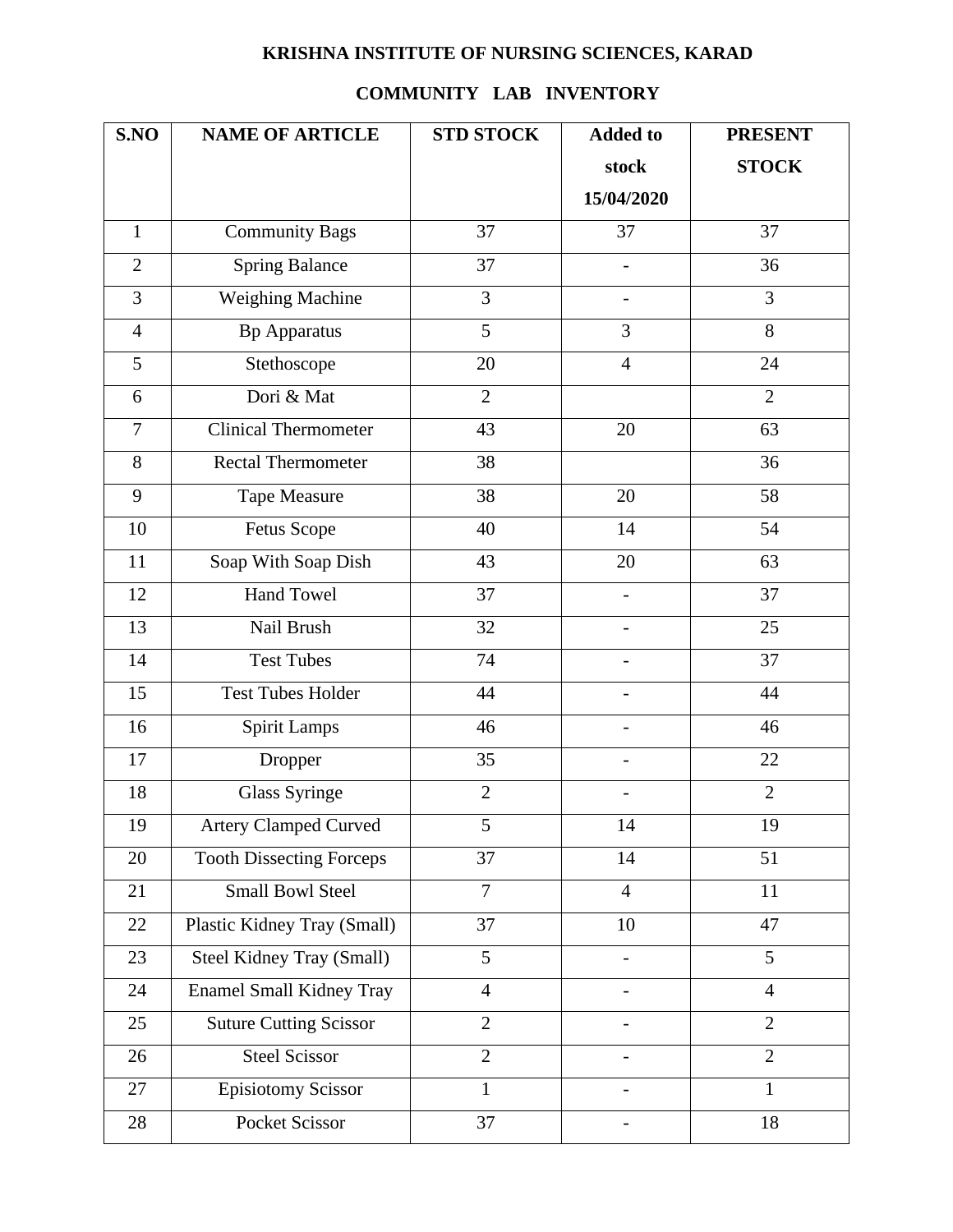# KRISHNA INSTITUTE OF NURSING SCIENCES, KARAD

## COMMUNITY LAB INVENTORY

| S.NO | NAME OF ARTICLE | STD STOCK | Added to stock 15/04/2020 | PRESENT STOCK |
|---|---|---|---|---|
| 1 | Community Bags | 37 | 37 | 37 |
| 2 | Spring Balance | 37 | - | 36 |
| 3 | Weighing Machine | 3 | - | 3 |
| 4 | Bp Apparatus | 5 | 3 | 8 |
| 5 | Stethoscope | 20 | 4 | 24 |
| 6 | Dori & Mat | 2 | | 2 |
| 7 | Clinical Thermometer | 43 | 20 | 63 |
| 8 | Rectal Thermometer | 38 | | 36 |
| 9 | Tape Measure | 38 | 20 | 58 |
| 10 | Fetus Scope | 40 | 14 | 54 |
| 11 | Soap With Soap Dish | 43 | 20 | 63 |
| 12 | Hand Towel | 37 | - | 37 |
| 13 | Nail Brush | 32 | - | 25 |
| 14 | Test Tubes | 74 | - | 37 |
| 15 | Test Tubes Holder | 44 | - | 44 |
| 16 | Spirit Lamps | 46 | - | 46 |
| 17 | Dropper | 35 | - | 22 |
| 18 | Glass Syringe | 2 | - | 2 |
| 19 | Artery Clamped Curved | 5 | 14 | 19 |
| 20 | Tooth Dissecting Forceps | 37 | 14 | 51 |
| 21 | Small Bowl Steel | 7 | 4 | 11 |
| 22 | Plastic Kidney Tray (Small) | 37 | 10 | 47 |
| 23 | Steel Kidney Tray (Small) | 5 | - | 5 |
| 24 | Enamel Small Kidney Tray | 4 | - | 4 |
| 25 | Suture Cutting Scissor | 2 | - | 2 |
| 26 | Steel Scissor | 2 | - | 2 |
| 27 | Episiotomy Scissor | 1 | - | 1 |
| 28 | Pocket Scissor | 37 | - | 18 |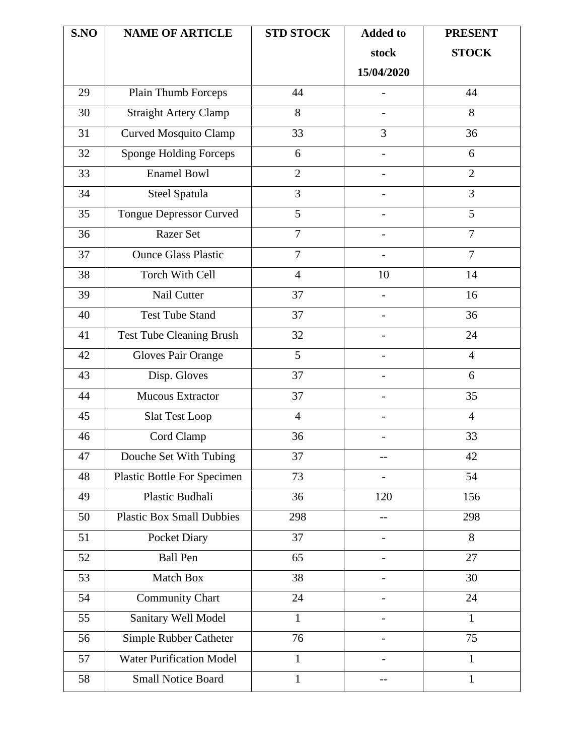| S.NO | NAME OF ARTICLE | STD STOCK | Added to stock 15/04/2020 | PRESENT STOCK |
|---|---|---|---|---|
| 29 | Plain Thumb Forceps | 44 | - | 44 |
| 30 | Straight Artery Clamp | 8 | - | 8 |
| 31 | Curved Mosquito Clamp | 33 | 3 | 36 |
| 32 | Sponge Holding Forceps | 6 | - | 6 |
| 33 | Enamel Bowl | 2 | - | 2 |
| 34 | Steel Spatula | 3 | - | 3 |
| 35 | Tongue Depressor Curved | 5 | - | 5 |
| 36 | Razer Set | 7 | - | 7 |
| 37 | Ounce Glass Plastic | 7 | - | 7 |
| 38 | Torch With Cell | 4 | 10 | 14 |
| 39 | Nail Cutter | 37 | - | 16 |
| 40 | Test Tube Stand | 37 | - | 36 |
| 41 | Test Tube Cleaning Brush | 32 | - | 24 |
| 42 | Gloves Pair Orange | 5 | - | 4 |
| 43 | Disp. Gloves | 37 | - | 6 |
| 44 | Mucous Extractor | 37 | - | 35 |
| 45 | Slat Test Loop | 4 | - | 4 |
| 46 | Cord Clamp | 36 | - | 33 |
| 47 | Douche Set With Tubing | 37 | -- | 42 |
| 48 | Plastic Bottle For Specimen | 73 | - | 54 |
| 49 | Plastic Budhali | 36 | 120 | 156 |
| 50 | Plastic Box Small Dubbies | 298 | -- | 298 |
| 51 | Pocket Diary | 37 | - | 8 |
| 52 | Ball Pen | 65 | - | 27 |
| 53 | Match Box | 38 | - | 30 |
| 54 | Community Chart | 24 | - | 24 |
| 55 | Sanitary Well Model | 1 | - | 1 |
| 56 | Simple Rubber Catheter | 76 | - | 75 |
| 57 | Water Purification Model | 1 | - | 1 |
| 58 | Small Notice Board | 1 | -- | 1 |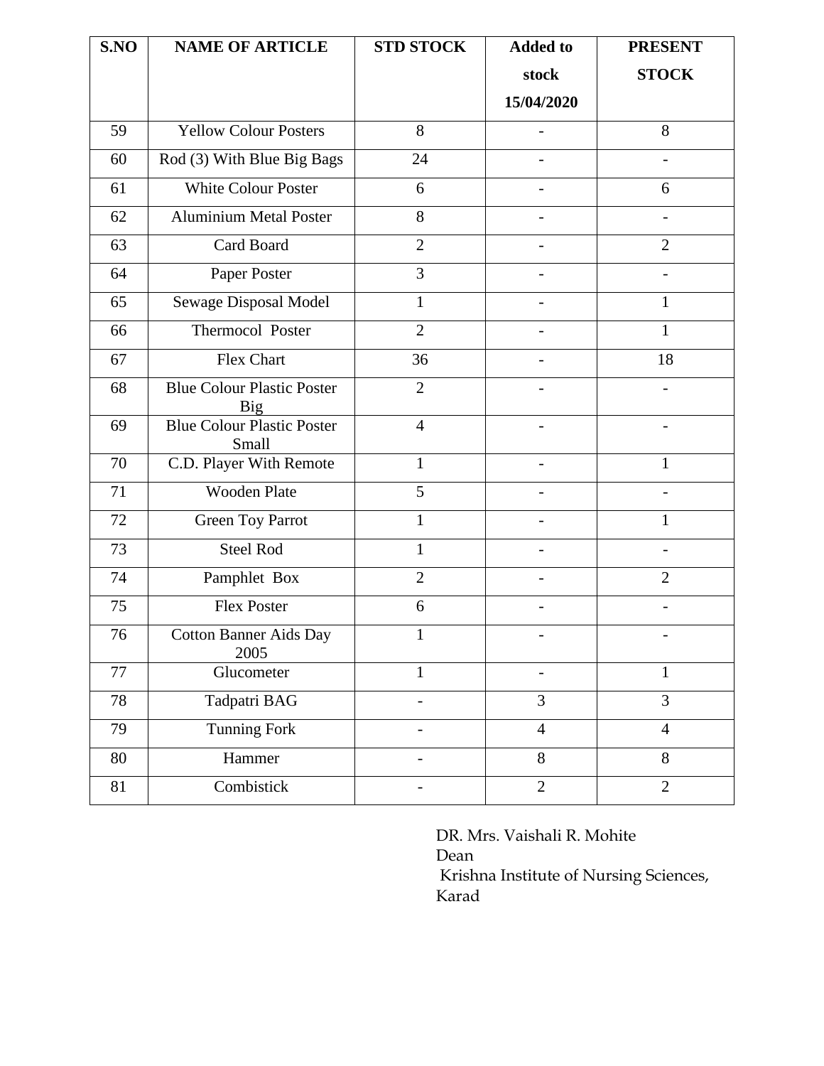| S.NO | NAME OF ARTICLE | STD STOCK | Added to stock 15/04/2020 | PRESENT STOCK |
|---|---|---|---|---|
| 59 | Yellow Colour Posters | 8 | - | 8 |
| 60 | Rod (3) With Blue Big Bags | 24 | - | - |
| 61 | White Colour Poster | 6 | - | 6 |
| 62 | Aluminium Metal Poster | 8 | - | - |
| 63 | Card Board | 2 | - | 2 |
| 64 | Paper Poster | 3 | - | - |
| 65 | Sewage Disposal Model | 1 | - | 1 |
| 66 | Thermocol Poster | 2 | - | 1 |
| 67 | Flex Chart | 36 | - | 18 |
| 68 | Blue Colour Plastic Poster Big | 2 | - | - |
| 69 | Blue Colour Plastic Poster Small | 4 | - | - |
| 70 | C.D. Player With Remote | 1 | - | 1 |
| 71 | Wooden Plate | 5 | - | - |
| 72 | Green Toy Parrot | 1 | - | 1 |
| 73 | Steel Rod | 1 | - | - |
| 74 | Pamphlet Box | 2 | - | 2 |
| 75 | Flex Poster | 6 | - | - |
| 76 | Cotton Banner Aids Day 2005 | 1 | - | - |
| 77 | Glucometer | 1 | - | 1 |
| 78 | Tadpatri BAG | - | 3 | 3 |
| 79 | Tunning Fork | - | 4 | 4 |
| 80 | Hammer | - | 8 | 8 |
| 81 | Combistick | - | 2 | 2 |

DR. Mrs. Vaishali R. Mohite
Dean
Krishna Institute of Nursing Sciences,
Karad